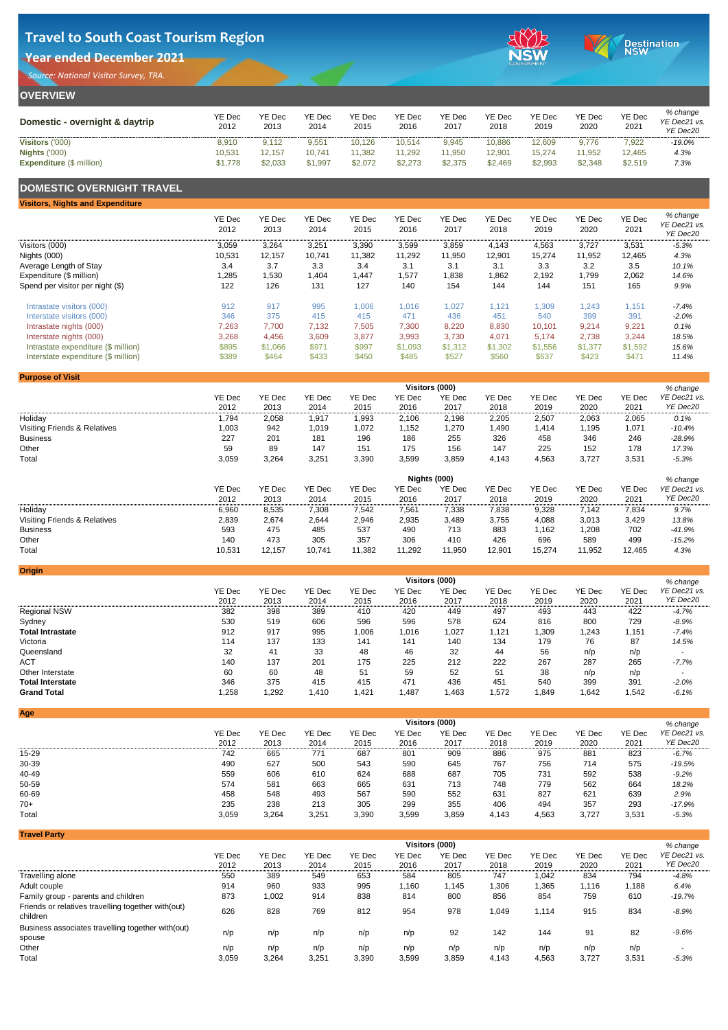# Travel to South Coast Tourism Region

## Year ended December 2021

*Source: National Visitor Survey, TRA.*

## OVERVIEW

| Domestic - overnight & daytrip | YE Dec 2012 | YE Dec 2013 | YE Dec 2014 | YE Dec 2015 | YE Dec 2016 | YE Dec 2017 | YE Dec 2018 | YE Dec 2019 | YE Dec 2020 | YE Dec 2021 | *% change YE Dec21 vs. YE Dec20* |
|---|---|---|---|---|---|---|---|---|---|---|---|
| **Visitors** ('000) | 8,910 | 9,112 | 9,551 | 10,126 | 10,514 | 9,945 | 10,886 | 12,609 | 9,776 | 7,922 | *-19.0%* |
| **Nights** ('000) | 10,531 | 12,157 | 10,741 | 11,382 | 11,292 | 11,950 | 12,901 | 15,274 | 11,952 | 12,465 | *4.3%* |
| **Expenditure** ($ million) | $1,778 | $2,033 | $1,997 | $2,072 | $2,273 | $2,375 | $2,469 | $2,993 | $2,348 | $2,519 | *7.3%* |

## DOMESTIC OVERNIGHT TRAVEL

### Visitors, Nights and Expenditure

| | YE Dec 2012 | YE Dec 2013 | YE Dec 2014 | YE Dec 2015 | YE Dec 2016 | YE Dec 2017 | YE Dec 2018 | YE Dec 2019 | YE Dec 2020 | YE Dec 2021 | *% change YE Dec21 vs. YE Dec20* |
|---|---|---|---|---|---|---|---|---|---|---|---|
| Visitors (000) | 3,059 | 3,264 | 3,251 | 3,390 | 3,599 | 3,859 | 4,143 | 4,563 | 3,727 | 3,531 | *-5.3%* |
| Nights (000) | 10,531 | 12,157 | 10,741 | 11,382 | 11,292 | 11,950 | 12,901 | 15,274 | 11,952 | 12,465 | *4.3%* |
| Average Length of Stay | 3.4 | 3.7 | 3.3 | 3.4 | 3.1 | 3.1 | 3.1 | 3.3 | 3.2 | 3.5 | *10.1%* |
| Expenditure ($ million) | 1,285 | 1,530 | 1,404 | 1,447 | 1,577 | 1,838 | 1,862 | 2,192 | 1,799 | 2,062 | *14.6%* |
| Spend per visitor per night ($) | 122 | 126 | 131 | 127 | 140 | 154 | 144 | 144 | 151 | 165 | *9.9%* |
| Intrastate visitors (000) | 912 | 917 | 995 | 1,006 | 1,016 | 1,027 | 1,121 | 1,309 | 1,243 | 1,151 | *-7.4%* |
| Interstate visitors (000) | 346 | 375 | 415 | 415 | 471 | 436 | 451 | 540 | 399 | 391 | *-2.0%* |
| Intrastate nights (000) | 7,263 | 7,700 | 7,132 | 7,505 | 7,300 | 8,220 | 8,830 | 10,101 | 9,214 | 9,221 | *0.1%* |
| Interstate nights (000) | 3,268 | 4,456 | 3,609 | 3,877 | 3,993 | 3,730 | 4,071 | 5,174 | 2,738 | 3,244 | *18.5%* |
| Intrastate expenditure ($ million) | $895 | $1,066 | $971 | $997 | $1,093 | $1,312 | $1,302 | $1,556 | $1,377 | $1,592 | *15.6%* |
| Interstate expenditure ($ million) | $389 | $464 | $433 | $450 | $485 | $527 | $560 | $637 | $423 | $471 | *11.4%* |

### Purpose of Visit

| Visitors (000) | YE Dec 2012 | YE Dec 2013 | YE Dec 2014 | YE Dec 2015 | YE Dec 2016 | YE Dec 2017 | YE Dec 2018 | YE Dec 2019 | YE Dec 2020 | YE Dec 2021 | *% change YE Dec21 vs. YE Dec20* |
|---|---|---|---|---|---|---|---|---|---|---|---|
| Holiday | 1,794 | 2,058 | 1,917 | 1,993 | 2,106 | 2,198 | 2,205 | 2,507 | 2,063 | 2,065 | *0.1%* |
| Visiting Friends & Relatives | 1,003 | 942 | 1,019 | 1,072 | 1,152 | 1,270 | 1,490 | 1,414 | 1,195 | 1,071 | *-10.4%* |
| Business | 227 | 201 | 181 | 196 | 186 | 255 | 326 | 458 | 346 | 246 | *-28.9%* |
| Other | 59 | 89 | 147 | 151 | 175 | 156 | 147 | 225 | 152 | 178 | *17.3%* |
| Total | 3,059 | 3,264 | 3,251 | 3,390 | 3,599 | 3,859 | 4,143 | 4,563 | 3,727 | 3,531 | *-5.3%* |

| Nights (000) | YE Dec 2012 | YE Dec 2013 | YE Dec 2014 | YE Dec 2015 | YE Dec 2016 | YE Dec 2017 | YE Dec 2018 | YE Dec 2019 | YE Dec 2020 | YE Dec 2021 | *% change YE Dec21 vs. YE Dec20* |
|---|---|---|---|---|---|---|---|---|---|---|---|
| Holiday | 6,960 | 8,535 | 7,308 | 7,542 | 7,561 | 7,338 | 7,838 | 9,328 | 7,142 | 7,834 | *9.7%* |
| Visiting Friends & Relatives | 2,839 | 2,674 | 2,644 | 2,946 | 2,935 | 3,489 | 3,755 | 4,088 | 3,013 | 3,429 | *13.8%* |
| Business | 593 | 475 | 485 | 537 | 490 | 713 | 883 | 1,162 | 1,208 | 702 | *-41.9%* |
| Other | 140 | 473 | 305 | 357 | 306 | 410 | 426 | 696 | 589 | 499 | *-15.2%* |
| Total | 10,531 | 12,157 | 10,741 | 11,382 | 11,292 | 11,950 | 12,901 | 15,274 | 11,952 | 12,465 | *4.3%* |

### Origin

| Visitors (000) | YE Dec 2012 | YE Dec 2013 | YE Dec 2014 | YE Dec 2015 | YE Dec 2016 | YE Dec 2017 | YE Dec 2018 | YE Dec 2019 | YE Dec 2020 | YE Dec 2021 | *% change YE Dec21 vs. YE Dec20* |
|---|---|---|---|---|---|---|---|---|---|---|---|
| Regional NSW | 382 | 398 | 389 | 410 | 420 | 449 | 497 | 493 | 443 | 422 | *-4.7%* |
| Sydney | 530 | 519 | 606 | 596 | 596 | 578 | 624 | 816 | 800 | 729 | *-8.9%* |
| **Total Intrastate** | 912 | 917 | 995 | 1,006 | 1,016 | 1,027 | 1,121 | 1,309 | 1,243 | 1,151 | *-7.4%* |
| Victoria | 114 | 137 | 133 | 141 | 141 | 140 | 134 | 179 | 76 | 87 | *14.5%* |
| Queensland | 32 | 41 | 33 | 48 | 46 | 32 | 44 | 56 | n/p | n/p | - |
| ACT | 140 | 137 | 201 | 175 | 225 | 212 | 222 | 267 | 287 | 265 | *-7.7%* |
| Other Interstate | 60 | 60 | 48 | 51 | 59 | 52 | 51 | 38 | n/p | n/p | - |
| **Total Interstate** | 346 | 375 | 415 | 415 | 471 | 436 | 451 | 540 | 399 | 391 | *-2.0%* |
| **Grand Total** | 1,258 | 1,292 | 1,410 | 1,421 | 1,487 | 1,463 | 1,572 | 1,849 | 1,642 | 1,542 | *-6.1%* |

### Age

| Visitors (000) | YE Dec 2012 | YE Dec 2013 | YE Dec 2014 | YE Dec 2015 | YE Dec 2016 | YE Dec 2017 | YE Dec 2018 | YE Dec 2019 | YE Dec 2020 | YE Dec 2021 | *% change YE Dec21 vs. YE Dec20* |
|---|---|---|---|---|---|---|---|---|---|---|---|
| 15-29 | 742 | 665 | 771 | 687 | 801 | 909 | 886 | 975 | 881 | 823 | *-6.7%* |
| 30-39 | 490 | 627 | 500 | 543 | 590 | 645 | 767 | 756 | 714 | 575 | *-19.5%* |
| 40-49 | 559 | 606 | 610 | 624 | 688 | 687 | 705 | 731 | 592 | 538 | *-9.2%* |
| 50-59 | 574 | 581 | 663 | 665 | 631 | 713 | 748 | 779 | 562 | 664 | *18.2%* |
| 60-69 | 458 | 548 | 493 | 567 | 590 | 552 | 631 | 827 | 621 | 639 | *2.9%* |
| 70+ | 235 | 238 | 213 | 305 | 299 | 355 | 406 | 494 | 357 | 293 | *-17.9%* |
| Total | 3,059 | 3,264 | 3,251 | 3,390 | 3,599 | 3,859 | 4,143 | 4,563 | 3,727 | 3,531 | *-5.3%* |

### Travel Party

| Visitors (000) | YE Dec 2012 | YE Dec 2013 | YE Dec 2014 | YE Dec 2015 | YE Dec 2016 | YE Dec 2017 | YE Dec 2018 | YE Dec 2019 | YE Dec 2020 | YE Dec 2021 | *% change YE Dec21 vs. YE Dec20* |
|---|---|---|---|---|---|---|---|---|---|---|---|
| Travelling alone | 550 | 389 | 549 | 653 | 584 | 805 | 747 | 1,042 | 834 | 794 | *-4.8%* |
| Adult couple | 914 | 960 | 933 | 995 | 1,160 | 1,145 | 1,306 | 1,365 | 1,116 | 1,188 | *6.4%* |
| Family group - parents and children | 873 | 1,002 | 914 | 838 | 814 | 800 | 856 | 854 | 759 | 610 | *-19.7%* |
| Friends or relatives travelling together with(out) children | 626 | 828 | 769 | 812 | 954 | 978 | 1,049 | 1,114 | 915 | 834 | *-8.9%* |
| Business associates travelling together with(out) spouse | n/p | n/p | n/p | n/p | n/p | 92 | 142 | 144 | 91 | 82 | *-9.6%* |
| Other | n/p | n/p | n/p | n/p | n/p | n/p | n/p | n/p | n/p | n/p | - |
| Total | 3,059 | 3,264 | 3,251 | 3,390 | 3,599 | 3,859 | 4,143 | 4,563 | 3,727 | 3,531 | *-5.3%* |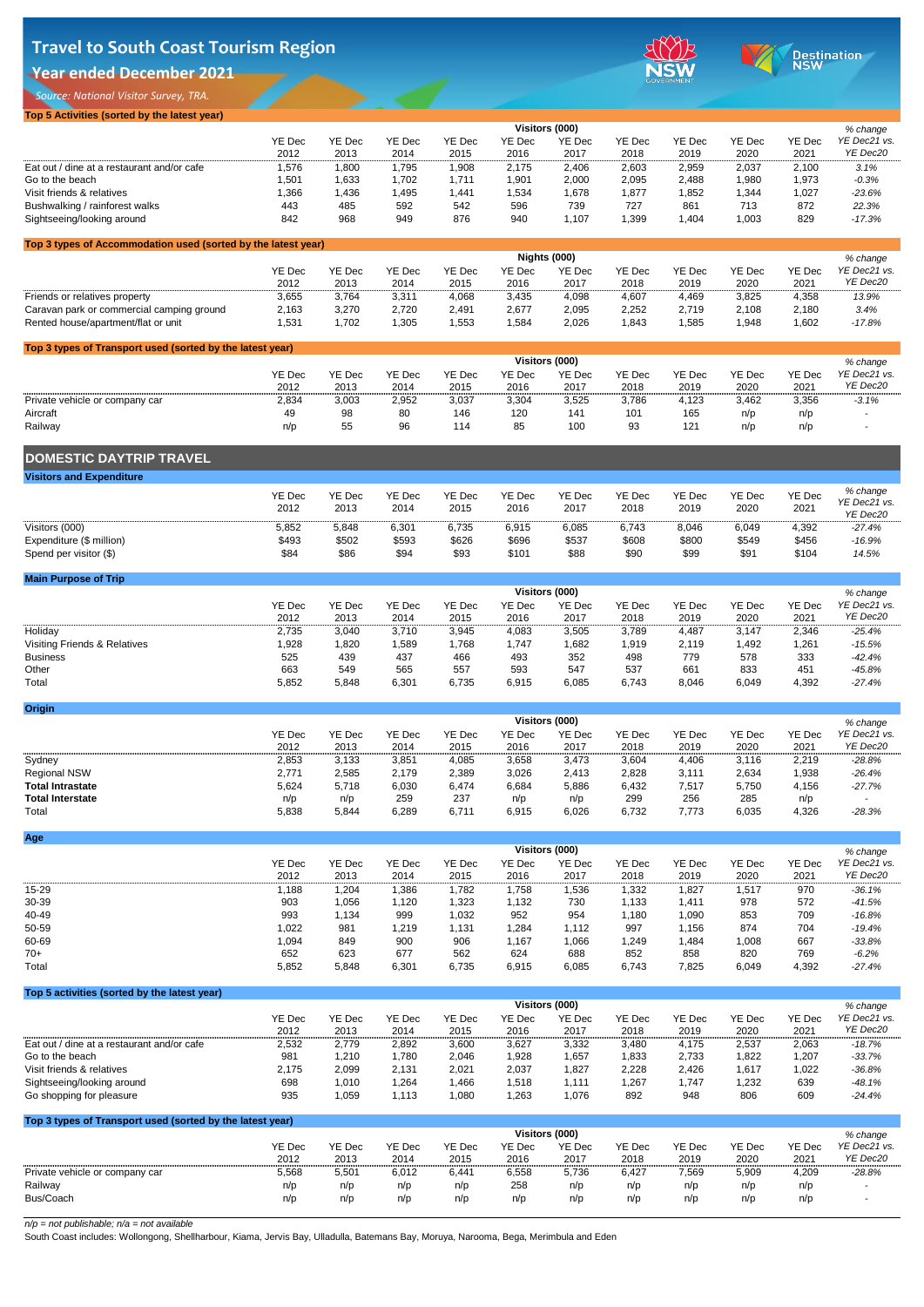# Travel to South Coast Tourism Region

## Year ended December 2021

*Source: National Visitor Survey, TRA.*

### Top 5 Activities (sorted by the latest year)

| | Visitors (000) | | | | | | | | | | % change |
|---|---|---|---|---|---|---|---|---|---|---|---|
| | YE Dec 2012 | YE Dec 2013 | YE Dec 2014 | YE Dec 2015 | YE Dec 2016 | YE Dec 2017 | YE Dec 2018 | YE Dec 2019 | YE Dec 2020 | YE Dec 2021 | YE Dec21 vs. YE Dec20 |
| Eat out / dine at a restaurant and/or cafe | 1,576 | 1,800 | 1,795 | 1,908 | 2,175 | 2,406 | 2,603 | 2,959 | 2,037 | 2,100 | 3.1% |
| Go to the beach | 1,501 | 1,633 | 1,702 | 1,711 | 1,901 | 2,000 | 2,095 | 2,488 | 1,980 | 1,973 | -0.3% |
| Visit friends & relatives | 1,366 | 1,436 | 1,495 | 1,441 | 1,534 | 1,678 | 1,877 | 1,852 | 1,344 | 1,027 | -23.6% |
| Bushwalking / rainforest walks | 443 | 485 | 592 | 542 | 596 | 739 | 727 | 861 | 713 | 872 | 22.3% |
| Sightseeing/looking around | 842 | 968 | 949 | 876 | 940 | 1,107 | 1,399 | 1,404 | 1,003 | 829 | -17.3% |

### Top 3 types of Accommodation used (sorted by the latest year)

| | Nights (000) | | | | | | | | | | % change |
|---|---|---|---|---|---|---|---|---|---|---|---|
| | YE Dec 2012 | YE Dec 2013 | YE Dec 2014 | YE Dec 2015 | YE Dec 2016 | YE Dec 2017 | YE Dec 2018 | YE Dec 2019 | YE Dec 2020 | YE Dec 2021 | YE Dec21 vs. YE Dec20 |
| Friends or relatives property | 3,655 | 3,764 | 3,311 | 4,068 | 3,435 | 4,098 | 4,607 | 4,469 | 3,825 | 4,358 | 13.9% |
| Caravan park or commercial camping ground | 2,163 | 3,270 | 2,720 | 2,491 | 2,677 | 2,095 | 2,252 | 2,719 | 2,108 | 2,180 | 3.4% |
| Rented house/apartment/flat or unit | 1,531 | 1,702 | 1,305 | 1,553 | 1,584 | 2,026 | 1,843 | 1,585 | 1,948 | 1,602 | -17.8% |

### Top 3 types of Transport used (sorted by the latest year)

| | Visitors (000) | | | | | | | | | | % change |
|---|---|---|---|---|---|---|---|---|---|---|---|
| | YE Dec 2012 | YE Dec 2013 | YE Dec 2014 | YE Dec 2015 | YE Dec 2016 | YE Dec 2017 | YE Dec 2018 | YE Dec 2019 | YE Dec 2020 | YE Dec 2021 | YE Dec21 vs. YE Dec20 |
| Private vehicle or company car | 2,834 | 3,003 | 2,952 | 3,037 | 3,304 | 3,525 | 3,786 | 4,123 | 3,462 | 3,356 | -3.1% |
| Aircraft | 49 | 98 | 80 | 146 | 120 | 141 | 101 | 165 | n/p | n/p | - |
| Railway | n/p | 55 | 96 | 114 | 85 | 100 | 93 | 121 | n/p | n/p | - |

## DOMESTIC DAYTRIP TRAVEL

### Visitors and Expenditure

| | YE Dec 2012 | YE Dec 2013 | YE Dec 2014 | YE Dec 2015 | YE Dec 2016 | YE Dec 2017 | YE Dec 2018 | YE Dec 2019 | YE Dec 2020 | YE Dec 2021 | % change YE Dec21 vs. YE Dec20 |
|---|---|---|---|---|---|---|---|---|---|---|---|
| Visitors (000) | 5,852 | 5,848 | 6,301 | 6,735 | 6,915 | 6,085 | 6,743 | 8,046 | 6,049 | 4,392 | -27.4% |
| Expenditure ($ million) | $493 | $502 | $593 | $626 | $696 | $537 | $608 | $800 | $549 | $456 | -16.9% |
| Spend per visitor ($) | $84 | $86 | $94 | $93 | $101 | $88 | $90 | $99 | $91 | $104 | 14.5% |

### Main Purpose of Trip

| | Visitors (000) | | | | | | | | | | % change |
|---|---|---|---|---|---|---|---|---|---|---|---|
| | YE Dec 2012 | YE Dec 2013 | YE Dec 2014 | YE Dec 2015 | YE Dec 2016 | YE Dec 2017 | YE Dec 2018 | YE Dec 2019 | YE Dec 2020 | YE Dec 2021 | YE Dec21 vs. YE Dec20 |
| Holiday | 2,735 | 3,040 | 3,710 | 3,945 | 4,083 | 3,505 | 3,789 | 4,487 | 3,147 | 2,346 | -25.4% |
| Visiting Friends & Relatives | 1,928 | 1,820 | 1,589 | 1,768 | 1,747 | 1,682 | 1,919 | 2,119 | 1,492 | 1,261 | -15.5% |
| Business | 525 | 439 | 437 | 466 | 493 | 352 | 498 | 779 | 578 | 333 | -42.4% |
| Other | 663 | 549 | 565 | 557 | 593 | 547 | 537 | 661 | 833 | 451 | -45.8% |
| Total | 5,852 | 5,848 | 6,301 | 6,735 | 6,915 | 6,085 | 6,743 | 8,046 | 6,049 | 4,392 | -27.4% |

### Origin

| | Visitors (000) | | | | | | | | | | % change |
|---|---|---|---|---|---|---|---|---|---|---|---|
| | YE Dec 2012 | YE Dec 2013 | YE Dec 2014 | YE Dec 2015 | YE Dec 2016 | YE Dec 2017 | YE Dec 2018 | YE Dec 2019 | YE Dec 2020 | YE Dec 2021 | YE Dec21 vs. YE Dec20 |
| Sydney | 2,853 | 3,133 | 3,851 | 4,085 | 3,658 | 3,473 | 3,604 | 4,406 | 3,116 | 2,219 | -28.8% |
| Regional NSW | 2,771 | 2,585 | 2,179 | 2,389 | 3,026 | 2,413 | 2,828 | 3,111 | 2,634 | 1,938 | -26.4% |
| **Total Intrastate** | 5,624 | 5,718 | 6,030 | 6,474 | 6,684 | 5,886 | 6,432 | 7,517 | 5,750 | 4,156 | -27.7% |
| **Total Interstate** | n/p | n/p | 259 | 237 | n/p | n/p | 299 | 256 | 285 | n/p | - |
| Total | 5,838 | 5,844 | 6,289 | 6,711 | 6,915 | 6,026 | 6,732 | 7,773 | 6,035 | 4,326 | -28.3% |

### Age

| | Visitors (000) | | | | | | | | | | % change |
|---|---|---|---|---|---|---|---|---|---|---|---|
| | YE Dec 2012 | YE Dec 2013 | YE Dec 2014 | YE Dec 2015 | YE Dec 2016 | YE Dec 2017 | YE Dec 2018 | YE Dec 2019 | YE Dec 2020 | YE Dec 2021 | YE Dec21 vs. YE Dec20 |
| 15-29 | 1,188 | 1,204 | 1,386 | 1,782 | 1,758 | 1,536 | 1,332 | 1,827 | 1,517 | 970 | -36.1% |
| 30-39 | 903 | 1,056 | 1,120 | 1,323 | 1,132 | 730 | 1,133 | 1,411 | 978 | 572 | -41.5% |
| 40-49 | 993 | 1,134 | 999 | 1,032 | 952 | 954 | 1,180 | 1,090 | 853 | 709 | -16.8% |
| 50-59 | 1,022 | 981 | 1,219 | 1,131 | 1,284 | 1,112 | 997 | 1,156 | 874 | 704 | -19.4% |
| 60-69 | 1,094 | 849 | 900 | 906 | 1,167 | 1,066 | 1,249 | 1,484 | 1,008 | 667 | -33.8% |
| 70+ | 652 | 623 | 677 | 562 | 624 | 688 | 852 | 858 | 820 | 769 | -6.2% |
| Total | 5,852 | 5,848 | 6,301 | 6,735 | 6,915 | 6,085 | 6,743 | 7,825 | 6,049 | 4,392 | -27.4% |

### Top 5 activities (sorted by the latest year)

| | Visitors (000) | | | | | | | | | | % change |
|---|---|---|---|---|---|---|---|---|---|---|---|
| | YE Dec 2012 | YE Dec 2013 | YE Dec 2014 | YE Dec 2015 | YE Dec 2016 | YE Dec 2017 | YE Dec 2018 | YE Dec 2019 | YE Dec 2020 | YE Dec 2021 | YE Dec21 vs. YE Dec20 |
| Eat out / dine at a restaurant and/or cafe | 2,532 | 2,779 | 2,892 | 3,600 | 3,627 | 3,332 | 3,480 | 4,175 | 2,537 | 2,063 | -18.7% |
| Go to the beach | 981 | 1,210 | 1,780 | 2,046 | 1,928 | 1,657 | 1,833 | 2,733 | 1,822 | 1,207 | -33.7% |
| Visit friends & relatives | 2,175 | 2,099 | 2,131 | 2,021 | 2,037 | 1,827 | 2,228 | 2,426 | 1,617 | 1,022 | -36.8% |
| Sightseeing/looking around | 698 | 1,010 | 1,264 | 1,466 | 1,518 | 1,111 | 1,267 | 1,747 | 1,232 | 639 | -48.1% |
| Go shopping for pleasure | 935 | 1,059 | 1,113 | 1,080 | 1,263 | 1,076 | 892 | 948 | 806 | 609 | -24.4% |

### Top 3 types of Transport used (sorted by the latest year)

| | Visitors (000) | | | | | | | | | | % change |
|---|---|---|---|---|---|---|---|---|---|---|---|
| | YE Dec 2012 | YE Dec 2013 | YE Dec 2014 | YE Dec 2015 | YE Dec 2016 | YE Dec 2017 | YE Dec 2018 | YE Dec 2019 | YE Dec 2020 | YE Dec 2021 | YE Dec21 vs. YE Dec20 |
| Private vehicle or company car | 5,568 | 5,501 | 6,012 | 6,441 | 6,558 | 5,736 | 6,427 | 7,569 | 5,909 | 4,209 | -28.8% |
| Railway | n/p | n/p | n/p | n/p | 258 | n/p | n/p | n/p | n/p | n/p | - |
| Bus/Coach | n/p | n/p | n/p | n/p | n/p | n/p | n/p | n/p | n/p | n/p | - |

*n/p = not publishable; n/a = not available*

South Coast includes: Wollongong, Shellharbour, Kiama, Jervis Bay, Ulladulla, Batemans Bay, Moruya, Narooma, Bega, Merimbula and Eden